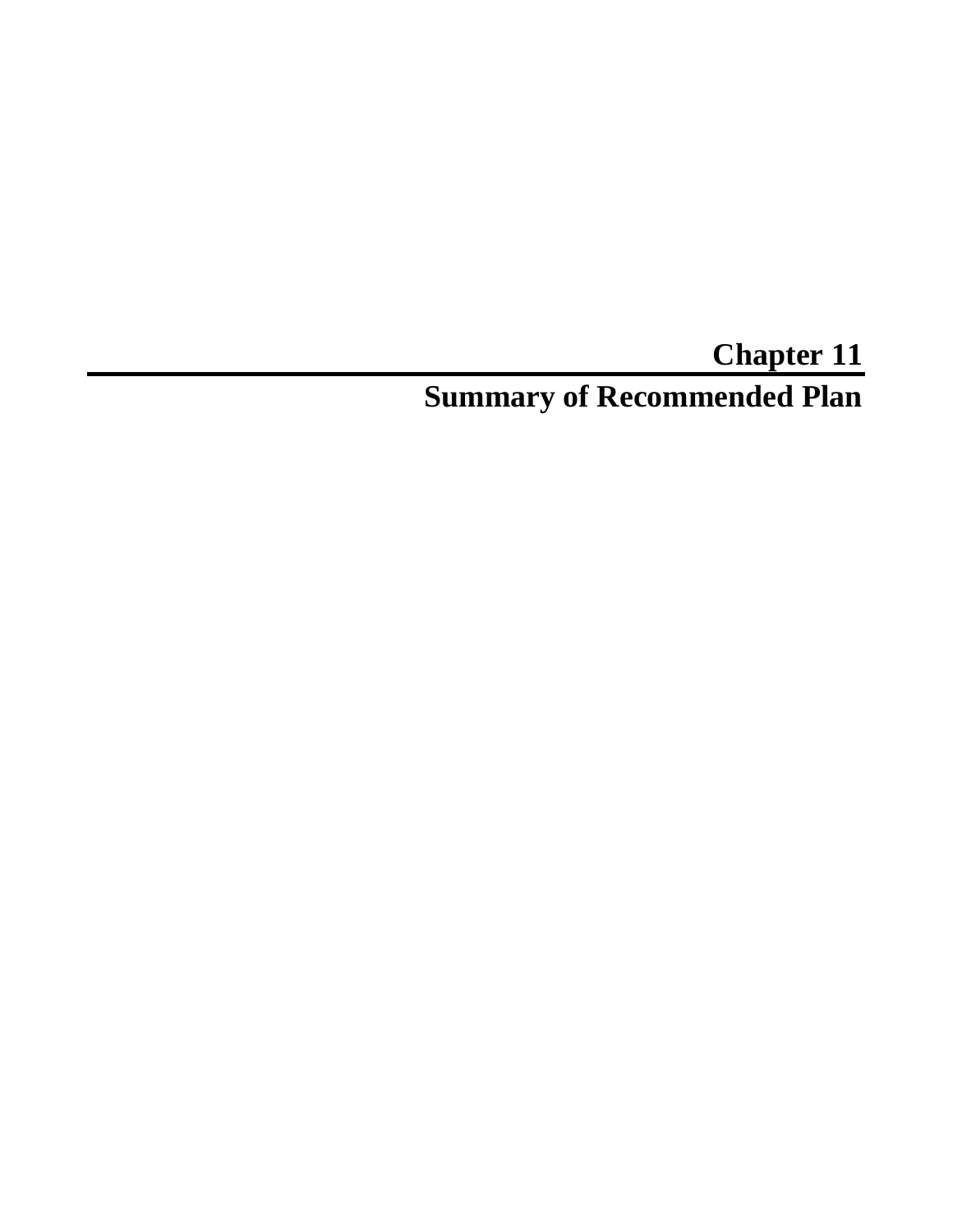# Chapter 11

## Summary of Recommended Plan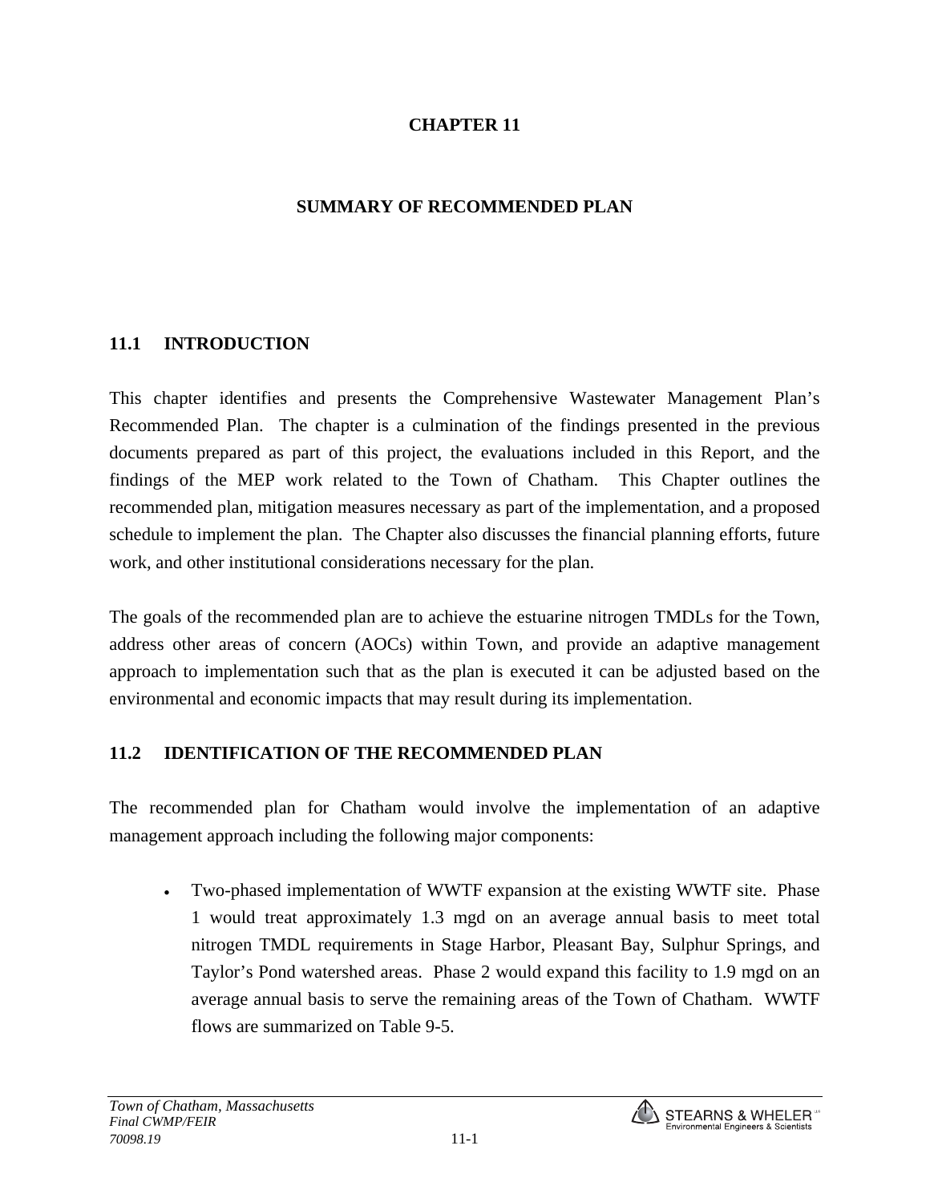# CHAPTER 11

# SUMMARY OF RECOMMENDED PLAN

## 11.1 INTRODUCTION

This chapter identifies and presents the Comprehensive Wastewater Management Plan's Recommended Plan. The chapter is a culmination of the findings presented in the previous documents prepared as part of this project, the evaluations included in this Report, and the findings of the MEP work related to the Town of Chatham. This Chapter outlines the recommended plan, mitigation measures necessary as part of the implementation, and a proposed schedule to implement the plan. The Chapter also discusses the financial planning efforts, future work, and other institutional considerations necessary for the plan.

The goals of the recommended plan are to achieve the estuarine nitrogen TMDLs for the Town, address other areas of concern (AOCs) within Town, and provide an adaptive management approach to implementation such that as the plan is executed it can be adjusted based on the environmental and economic impacts that may result during its implementation.

## 11.2 IDENTIFICATION OF THE RECOMMENDED PLAN

The recommended plan for Chatham would involve the implementation of an adaptive management approach including the following major components:

- Two-phased implementation of WWTF expansion at the existing WWTF site. Phase 1 would treat approximately 1.3 mgd on an average annual basis to meet total nitrogen TMDL requirements in Stage Harbor, Pleasant Bay, Sulphur Springs, and Taylor's Pond watershed areas. Phase 2 would expand this facility to 1.9 mgd on an average annual basis to serve the remaining areas of the Town of Chatham. WWTF flows are summarized on Table 9-5.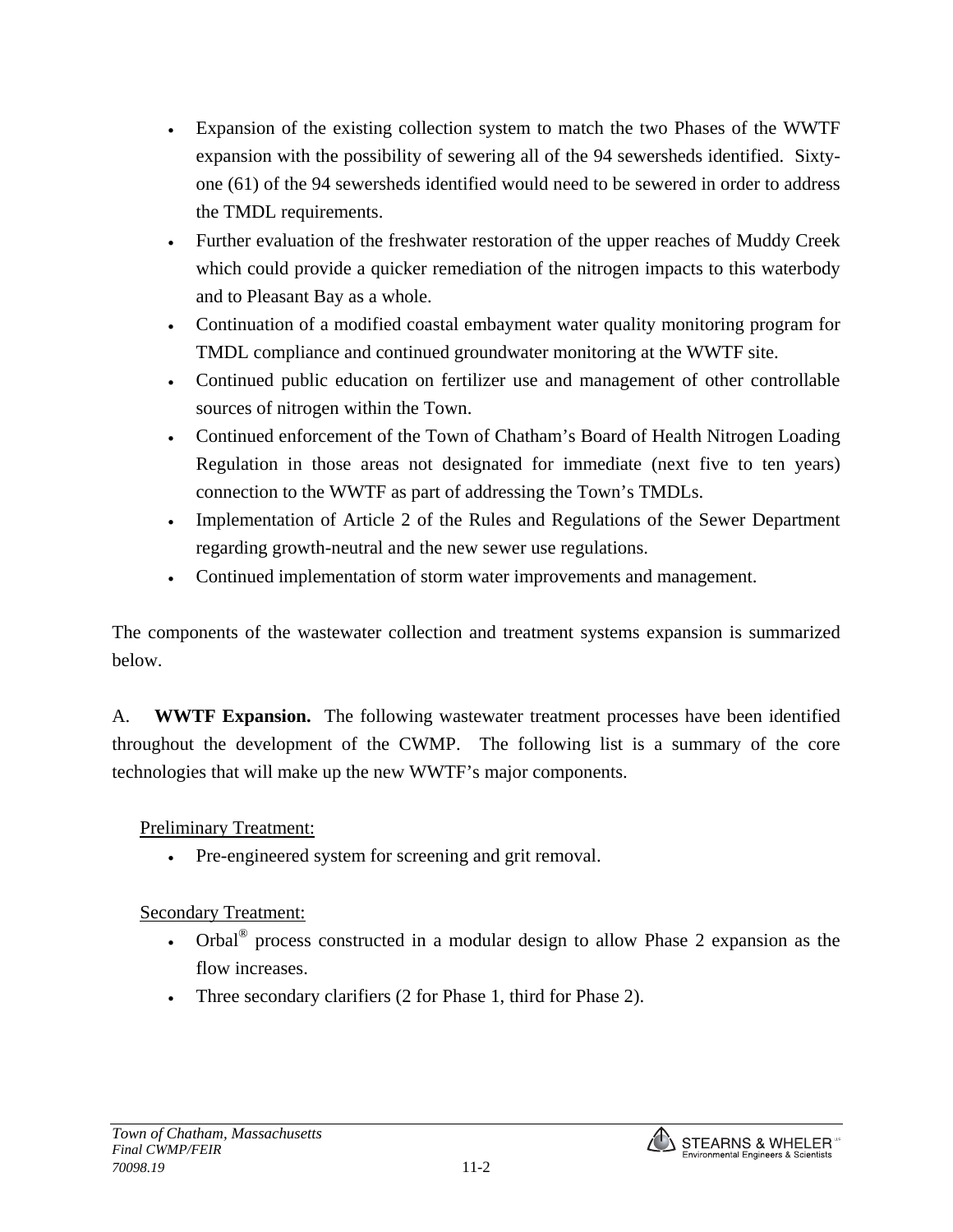- Expansion of the existing collection system to match the two Phases of the WWTF expansion with the possibility of sewering all of the 94 sewersheds identified. Sixty-one (61) of the 94 sewersheds identified would need to be sewered in order to address the TMDL requirements.
- Further evaluation of the freshwater restoration of the upper reaches of Muddy Creek which could provide a quicker remediation of the nitrogen impacts to this waterbody and to Pleasant Bay as a whole.
- Continuation of a modified coastal embayment water quality monitoring program for TMDL compliance and continued groundwater monitoring at the WWTF site.
- Continued public education on fertilizer use and management of other controllable sources of nitrogen within the Town.
- Continued enforcement of the Town of Chatham's Board of Health Nitrogen Loading Regulation in those areas not designated for immediate (next five to ten years) connection to the WWTF as part of addressing the Town's TMDLs.
- Implementation of Article 2 of the Rules and Regulations of the Sewer Department regarding growth-neutral and the new sewer use regulations.
- Continued implementation of storm water improvements and management.

The components of the wastewater collection and treatment systems expansion is summarized below.

A. **WWTF Expansion.** The following wastewater treatment processes have been identified throughout the development of the CWMP. The following list is a summary of the core technologies that will make up the new WWTF's major components.

<u>Preliminary Treatment:</u>

- Pre-engineered system for screening and grit removal.

<u>Secondary Treatment:</u>

- Orbal® process constructed in a modular design to allow Phase 2 expansion as the flow increases.
- Three secondary clarifiers (2 for Phase 1, third for Phase 2).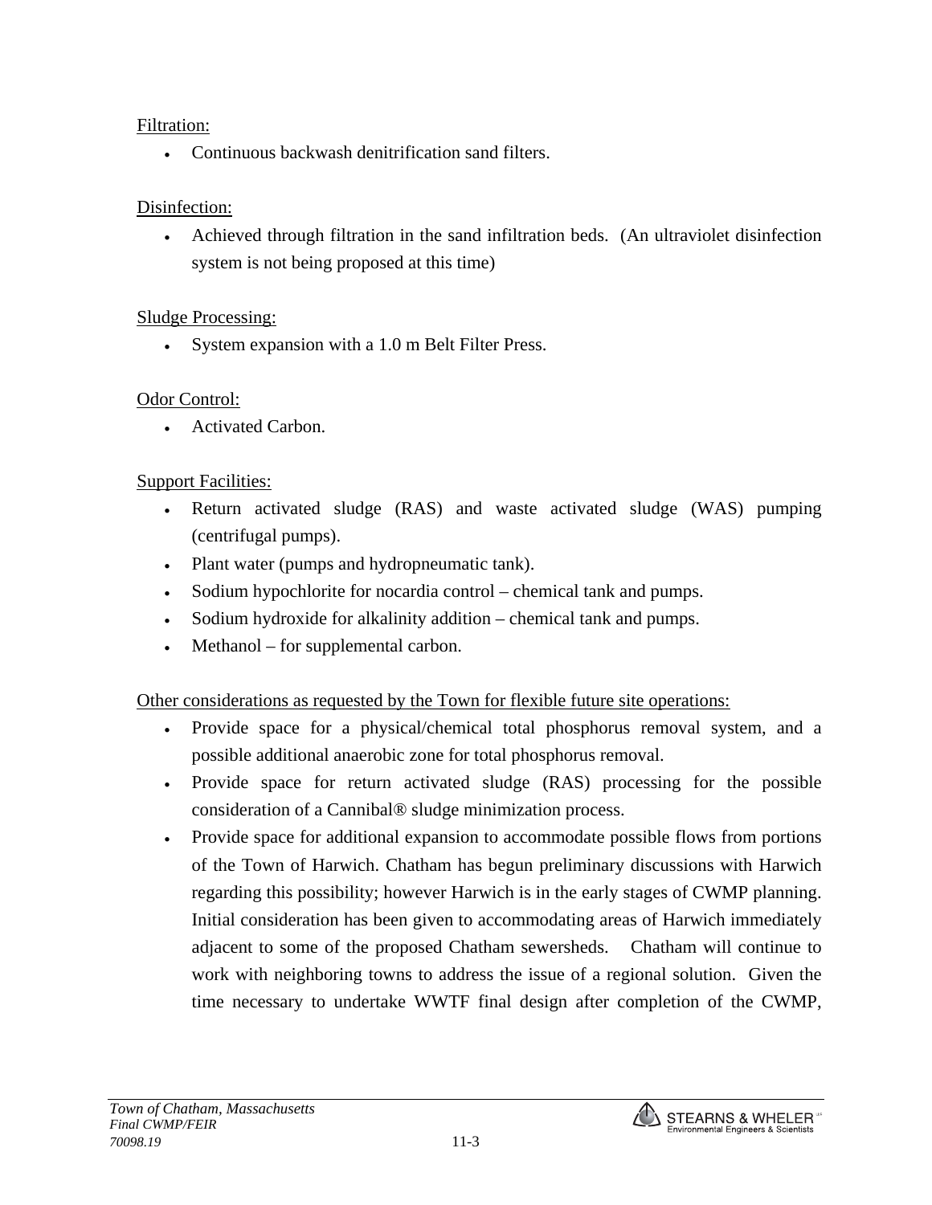Filtration:

- Continuous backwash denitrification sand filters.

Disinfection:

- Achieved through filtration in the sand infiltration beds. (An ultraviolet disinfection system is not being proposed at this time)

Sludge Processing:

- System expansion with a 1.0 m Belt Filter Press.

Odor Control:

- Activated Carbon.

Support Facilities:

- Return activated sludge (RAS) and waste activated sludge (WAS) pumping (centrifugal pumps).
- Plant water (pumps and hydropneumatic tank).
- Sodium hypochlorite for nocardia control – chemical tank and pumps.
- Sodium hydroxide for alkalinity addition – chemical tank and pumps.
- Methanol – for supplemental carbon.

Other considerations as requested by the Town for flexible future site operations:

- Provide space for a physical/chemical total phosphorus removal system, and a possible additional anaerobic zone for total phosphorus removal.
- Provide space for return activated sludge (RAS) processing for the possible consideration of a Cannibal® sludge minimization process.
- Provide space for additional expansion to accommodate possible flows from portions of the Town of Harwich. Chatham has begun preliminary discussions with Harwich regarding this possibility; however Harwich is in the early stages of CWMP planning. Initial consideration has been given to accommodating areas of Harwich immediately adjacent to some of the proposed Chatham sewersheds. Chatham will continue to work with neighboring towns to address the issue of a regional solution. Given the time necessary to undertake WWTF final design after completion of the CWMP,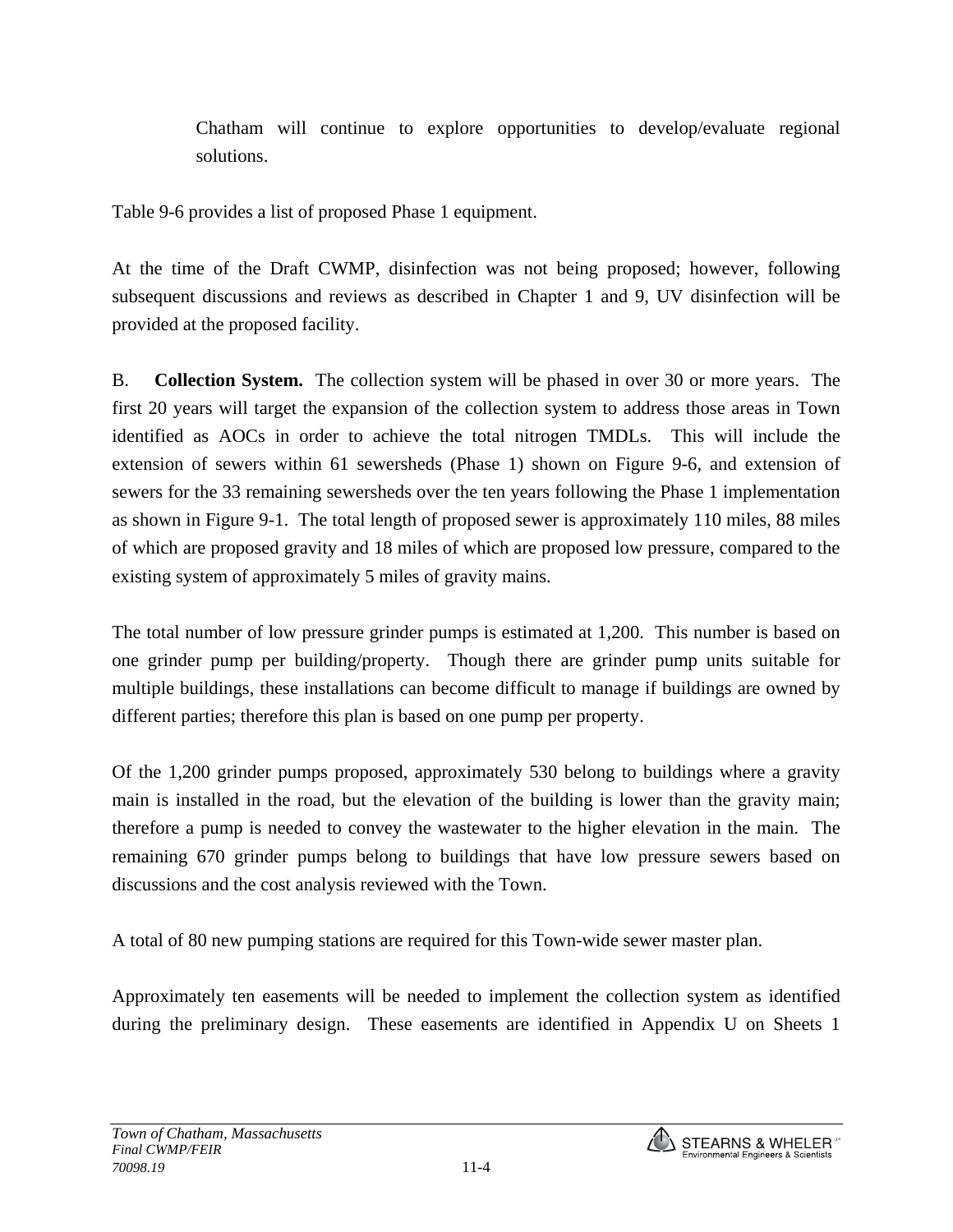Chatham will continue to explore opportunities to develop/evaluate regional solutions.

Table 9-6 provides a list of proposed Phase 1 equipment.

At the time of the Draft CWMP, disinfection was not being proposed; however, following subsequent discussions and reviews as described in Chapter 1 and 9, UV disinfection will be provided at the proposed facility.

B. **Collection System.** The collection system will be phased in over 30 or more years. The first 20 years will target the expansion of the collection system to address those areas in Town identified as AOCs in order to achieve the total nitrogen TMDLs. This will include the extension of sewers within 61 sewersheds (Phase 1) shown on Figure 9-6, and extension of sewers for the 33 remaining sewersheds over the ten years following the Phase 1 implementation as shown in Figure 9-1. The total length of proposed sewer is approximately 110 miles, 88 miles of which are proposed gravity and 18 miles of which are proposed low pressure, compared to the existing system of approximately 5 miles of gravity mains.

The total number of low pressure grinder pumps is estimated at 1,200. This number is based on one grinder pump per building/property. Though there are grinder pump units suitable for multiple buildings, these installations can become difficult to manage if buildings are owned by different parties; therefore this plan is based on one pump per property.

Of the 1,200 grinder pumps proposed, approximately 530 belong to buildings where a gravity main is installed in the road, but the elevation of the building is lower than the gravity main; therefore a pump is needed to convey the wastewater to the higher elevation in the main. The remaining 670 grinder pumps belong to buildings that have low pressure sewers based on discussions and the cost analysis reviewed with the Town.

A total of 80 new pumping stations are required for this Town-wide sewer master plan.

Approximately ten easements will be needed to implement the collection system as identified during the preliminary design. These easements are identified in Appendix U on Sheets 1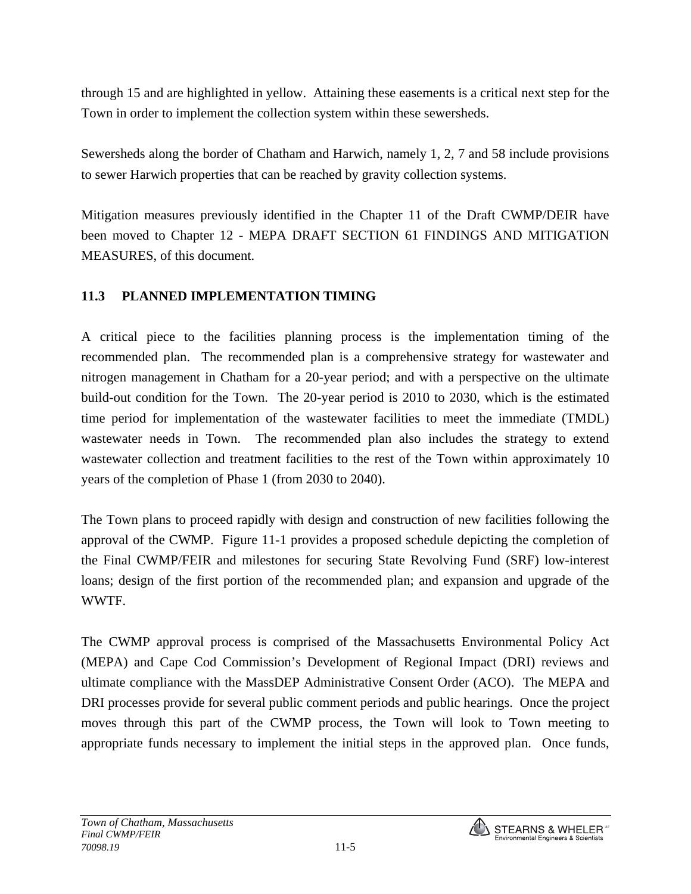through 15 and are highlighted in yellow. Attaining these easements is a critical next step for the Town in order to implement the collection system within these sewersheds.

Sewersheds along the border of Chatham and Harwich, namely 1, 2, 7 and 58 include provisions to sewer Harwich properties that can be reached by gravity collection systems.

Mitigation measures previously identified in the Chapter 11 of the Draft CWMP/DEIR have been moved to Chapter 12 - MEPA DRAFT SECTION 61 FINDINGS AND MITIGATION MEASURES, of this document.

### 11.3 PLANNED IMPLEMENTATION TIMING

A critical piece to the facilities planning process is the implementation timing of the recommended plan. The recommended plan is a comprehensive strategy for wastewater and nitrogen management in Chatham for a 20-year period; and with a perspective on the ultimate build-out condition for the Town. The 20-year period is 2010 to 2030, which is the estimated time period for implementation of the wastewater facilities to meet the immediate (TMDL) wastewater needs in Town. The recommended plan also includes the strategy to extend wastewater collection and treatment facilities to the rest of the Town within approximately 10 years of the completion of Phase 1 (from 2030 to 2040).

The Town plans to proceed rapidly with design and construction of new facilities following the approval of the CWMP. Figure 11-1 provides a proposed schedule depicting the completion of the Final CWMP/FEIR and milestones for securing State Revolving Fund (SRF) low-interest loans; design of the first portion of the recommended plan; and expansion and upgrade of the WWTF.

The CWMP approval process is comprised of the Massachusetts Environmental Policy Act (MEPA) and Cape Cod Commission's Development of Regional Impact (DRI) reviews and ultimate compliance with the MassDEP Administrative Consent Order (ACO). The MEPA and DRI processes provide for several public comment periods and public hearings. Once the project moves through this part of the CWMP process, the Town will look to Town meeting to appropriate funds necessary to implement the initial steps in the approved plan. Once funds,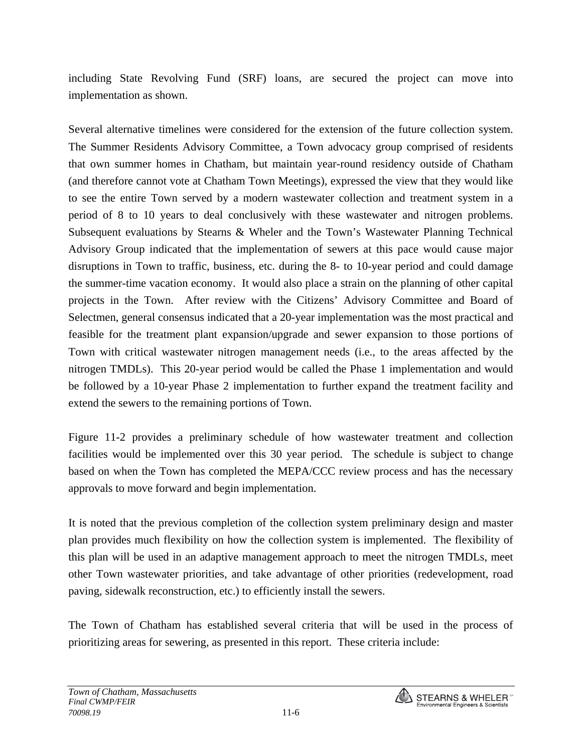including State Revolving Fund (SRF) loans, are secured the project can move into implementation as shown.

Several alternative timelines were considered for the extension of the future collection system. The Summer Residents Advisory Committee, a Town advocacy group comprised of residents that own summer homes in Chatham, but maintain year-round residency outside of Chatham (and therefore cannot vote at Chatham Town Meetings), expressed the view that they would like to see the entire Town served by a modern wastewater collection and treatment system in a period of 8 to 10 years to deal conclusively with these wastewater and nitrogen problems. Subsequent evaluations by Stearns & Wheler and the Town's Wastewater Planning Technical Advisory Group indicated that the implementation of sewers at this pace would cause major disruptions in Town to traffic, business, etc. during the 8- to 10-year period and could damage the summer-time vacation economy. It would also place a strain on the planning of other capital projects in the Town. After review with the Citizens' Advisory Committee and Board of Selectmen, general consensus indicated that a 20-year implementation was the most practical and feasible for the treatment plant expansion/upgrade and sewer expansion to those portions of Town with critical wastewater nitrogen management needs (i.e., to the areas affected by the nitrogen TMDLs). This 20-year period would be called the Phase 1 implementation and would be followed by a 10-year Phase 2 implementation to further expand the treatment facility and extend the sewers to the remaining portions of Town.

Figure 11-2 provides a preliminary schedule of how wastewater treatment and collection facilities would be implemented over this 30 year period. The schedule is subject to change based on when the Town has completed the MEPA/CCC review process and has the necessary approvals to move forward and begin implementation.

It is noted that the previous completion of the collection system preliminary design and master plan provides much flexibility on how the collection system is implemented. The flexibility of this plan will be used in an adaptive management approach to meet the nitrogen TMDLs, meet other Town wastewater priorities, and take advantage of other priorities (redevelopment, road paving, sidewalk reconstruction, etc.) to efficiently install the sewers.

The Town of Chatham has established several criteria that will be used in the process of prioritizing areas for sewering, as presented in this report. These criteria include: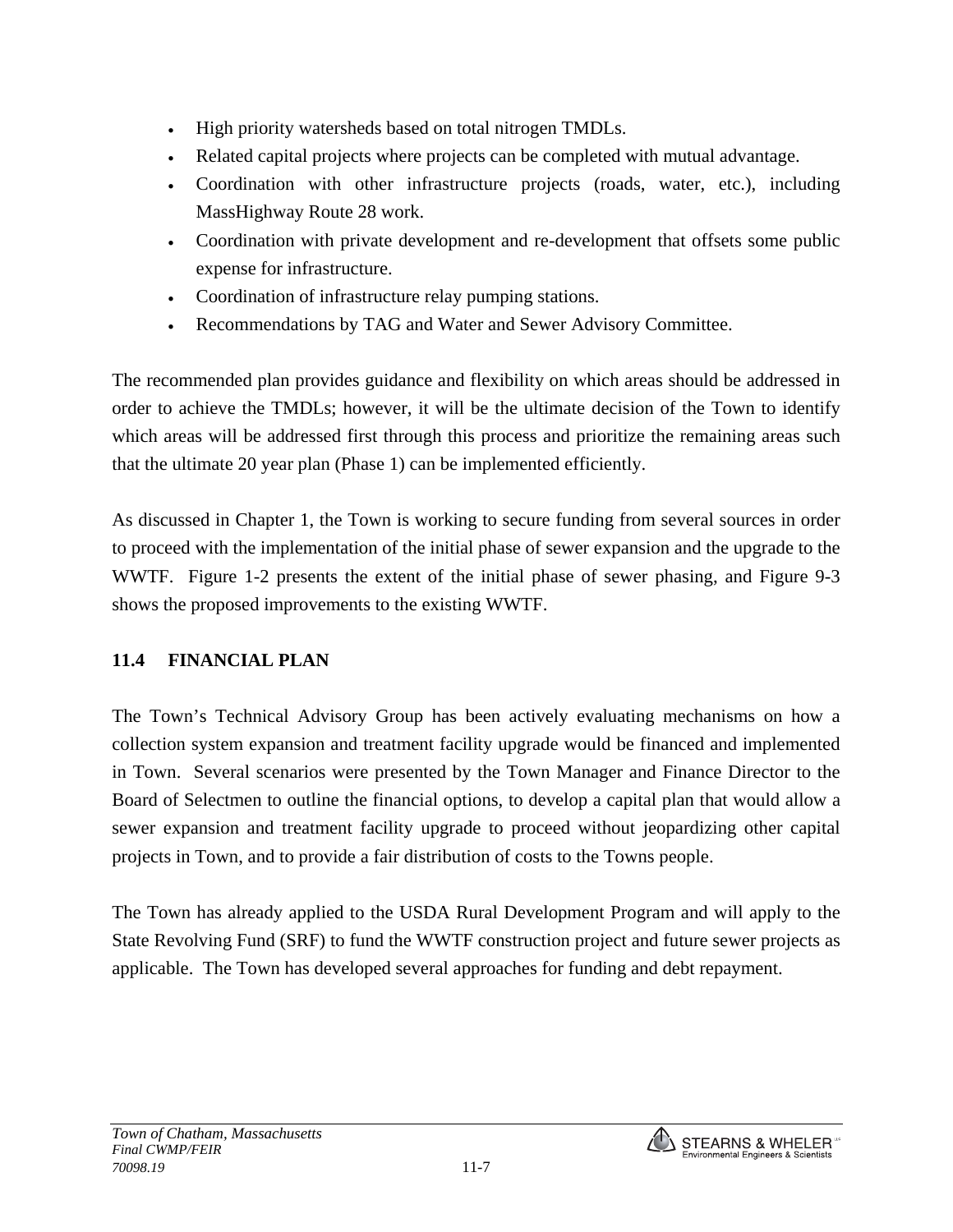- High priority watersheds based on total nitrogen TMDLs.
- Related capital projects where projects can be completed with mutual advantage.
- Coordination with other infrastructure projects (roads, water, etc.), including MassHighway Route 28 work.
- Coordination with private development and re-development that offsets some public expense for infrastructure.
- Coordination of infrastructure relay pumping stations.
- Recommendations by TAG and Water and Sewer Advisory Committee.

The recommended plan provides guidance and flexibility on which areas should be addressed in order to achieve the TMDLs; however, it will be the ultimate decision of the Town to identify which areas will be addressed first through this process and prioritize the remaining areas such that the ultimate 20 year plan (Phase 1) can be implemented efficiently.

As discussed in Chapter 1, the Town is working to secure funding from several sources in order to proceed with the implementation of the initial phase of sewer expansion and the upgrade to the WWTF. Figure 1-2 presents the extent of the initial phase of sewer phasing, and Figure 9-3 shows the proposed improvements to the existing WWTF.

## 11.4 FINANCIAL PLAN

The Town's Technical Advisory Group has been actively evaluating mechanisms on how a collection system expansion and treatment facility upgrade would be financed and implemented in Town. Several scenarios were presented by the Town Manager and Finance Director to the Board of Selectmen to outline the financial options, to develop a capital plan that would allow a sewer expansion and treatment facility upgrade to proceed without jeopardizing other capital projects in Town, and to provide a fair distribution of costs to the Towns people.

The Town has already applied to the USDA Rural Development Program and will apply to the State Revolving Fund (SRF) to fund the WWTF construction project and future sewer projects as applicable. The Town has developed several approaches for funding and debt repayment.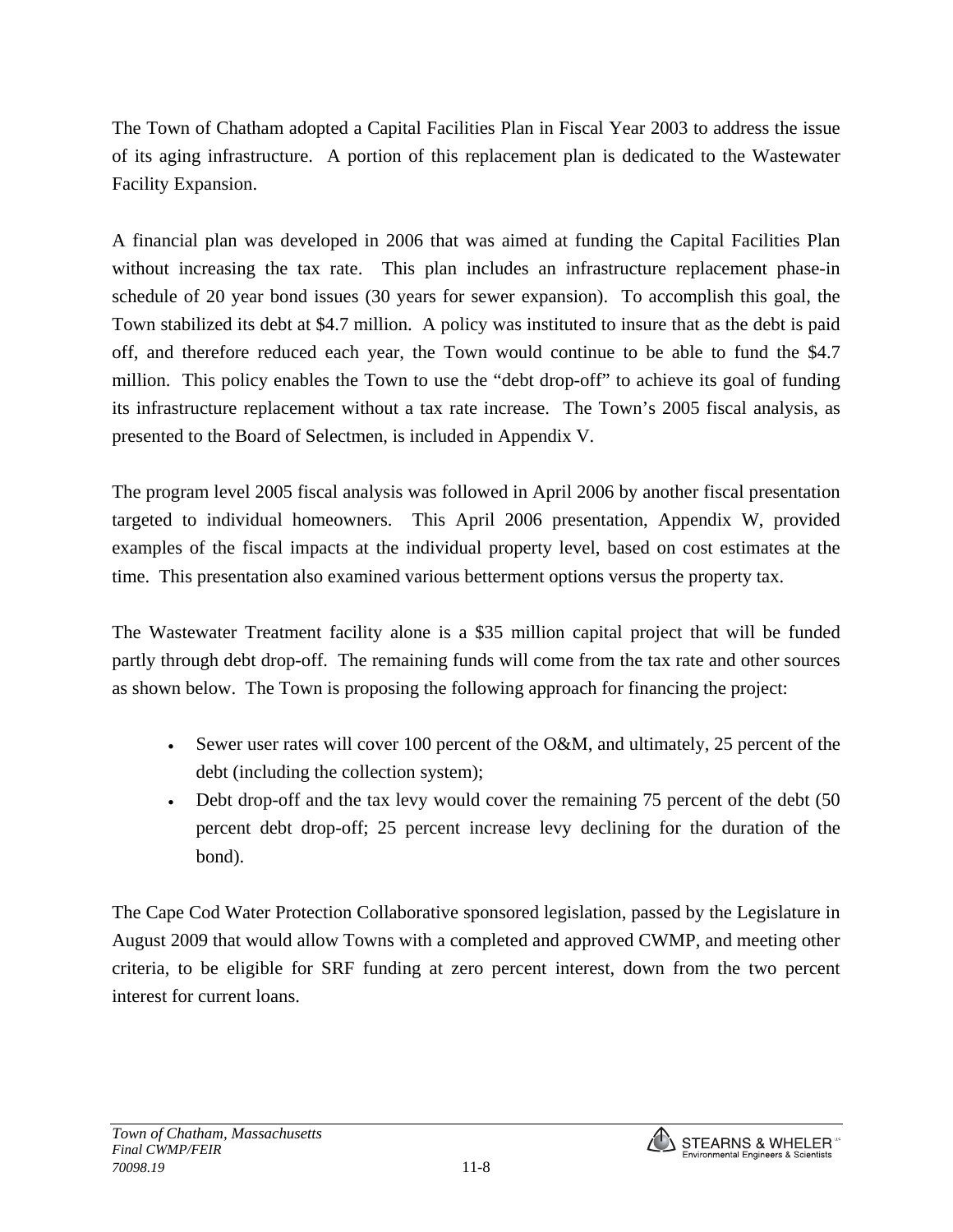The Town of Chatham adopted a Capital Facilities Plan in Fiscal Year 2003 to address the issue of its aging infrastructure. A portion of this replacement plan is dedicated to the Wastewater Facility Expansion.

A financial plan was developed in 2006 that was aimed at funding the Capital Facilities Plan without increasing the tax rate. This plan includes an infrastructure replacement phase-in schedule of 20 year bond issues (30 years for sewer expansion). To accomplish this goal, the Town stabilized its debt at $4.7 million. A policy was instituted to insure that as the debt is paid off, and therefore reduced each year, the Town would continue to be able to fund the $4.7 million. This policy enables the Town to use the "debt drop-off" to achieve its goal of funding its infrastructure replacement without a tax rate increase. The Town's 2005 fiscal analysis, as presented to the Board of Selectmen, is included in Appendix V.

The program level 2005 fiscal analysis was followed in April 2006 by another fiscal presentation targeted to individual homeowners. This April 2006 presentation, Appendix W, provided examples of the fiscal impacts at the individual property level, based on cost estimates at the time. This presentation also examined various betterment options versus the property tax.

The Wastewater Treatment facility alone is a $35 million capital project that will be funded partly through debt drop-off. The remaining funds will come from the tax rate and other sources as shown below. The Town is proposing the following approach for financing the project:

- Sewer user rates will cover 100 percent of the O&M, and ultimately, 25 percent of the debt (including the collection system);
- Debt drop-off and the tax levy would cover the remaining 75 percent of the debt (50 percent debt drop-off; 25 percent increase levy declining for the duration of the bond).

The Cape Cod Water Protection Collaborative sponsored legislation, passed by the Legislature in August 2009 that would allow Towns with a completed and approved CWMP, and meeting other criteria, to be eligible for SRF funding at zero percent interest, down from the two percent interest for current loans.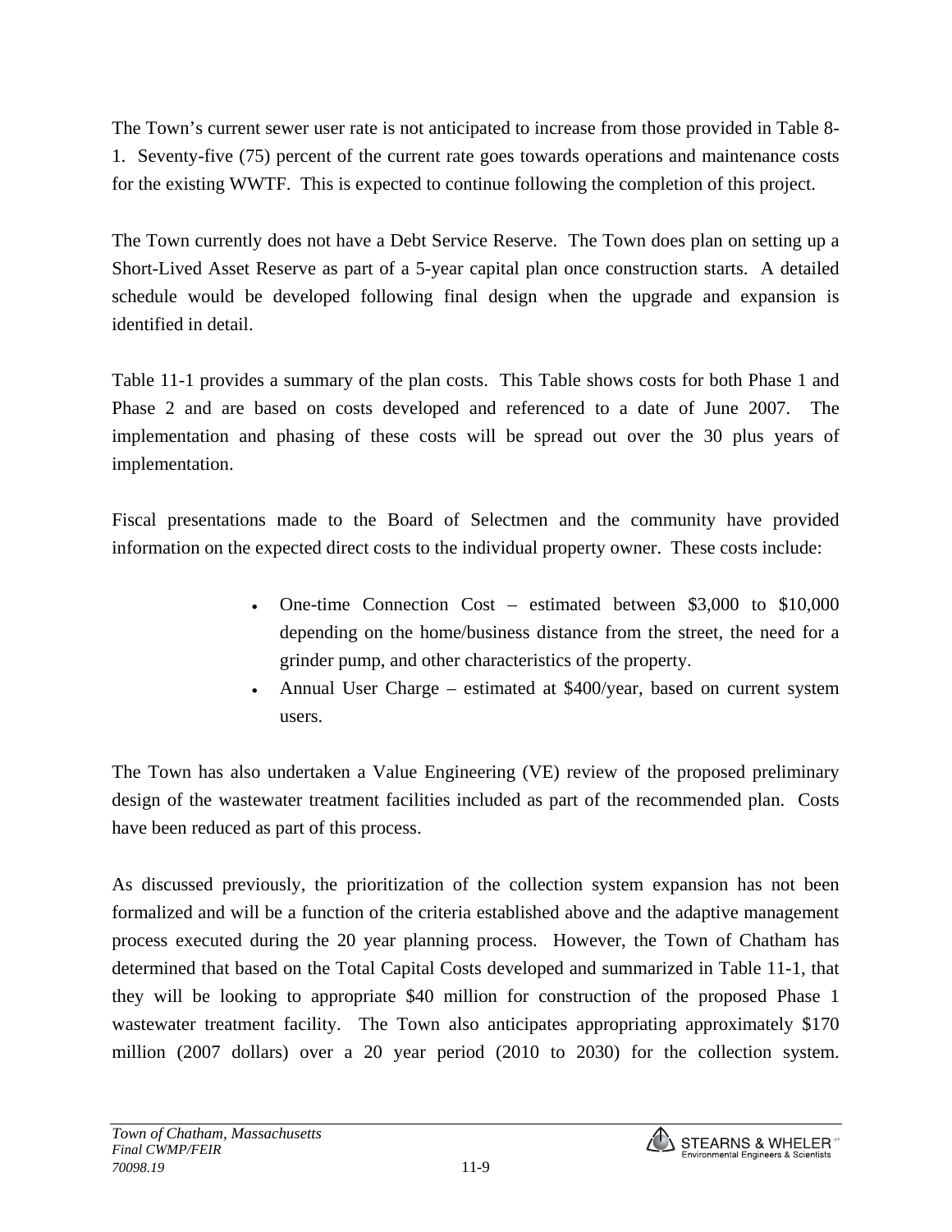The Town's current sewer user rate is not anticipated to increase from those provided in Table 8-1. Seventy-five (75) percent of the current rate goes towards operations and maintenance costs for the existing WWTF. This is expected to continue following the completion of this project.

The Town currently does not have a Debt Service Reserve. The Town does plan on setting up a Short-Lived Asset Reserve as part of a 5-year capital plan once construction starts. A detailed schedule would be developed following final design when the upgrade and expansion is identified in detail.

Table 11-1 provides a summary of the plan costs. This Table shows costs for both Phase 1 and Phase 2 and are based on costs developed and referenced to a date of June 2007. The implementation and phasing of these costs will be spread out over the 30 plus years of implementation.

Fiscal presentations made to the Board of Selectmen and the community have provided information on the expected direct costs to the individual property owner. These costs include:

- One-time Connection Cost – estimated between $3,000 to $10,000 depending on the home/business distance from the street, the need for a grinder pump, and other characteristics of the property.
- Annual User Charge – estimated at $400/year, based on current system users.

The Town has also undertaken a Value Engineering (VE) review of the proposed preliminary design of the wastewater treatment facilities included as part of the recommended plan. Costs have been reduced as part of this process.

As discussed previously, the prioritization of the collection system expansion has not been formalized and will be a function of the criteria established above and the adaptive management process executed during the 20 year planning process. However, the Town of Chatham has determined that based on the Total Capital Costs developed and summarized in Table 11-1, that they will be looking to appropriate $40 million for construction of the proposed Phase 1 wastewater treatment facility. The Town also anticipates appropriating approximately $170 million (2007 dollars) over a 20 year period (2010 to 2030) for the collection system.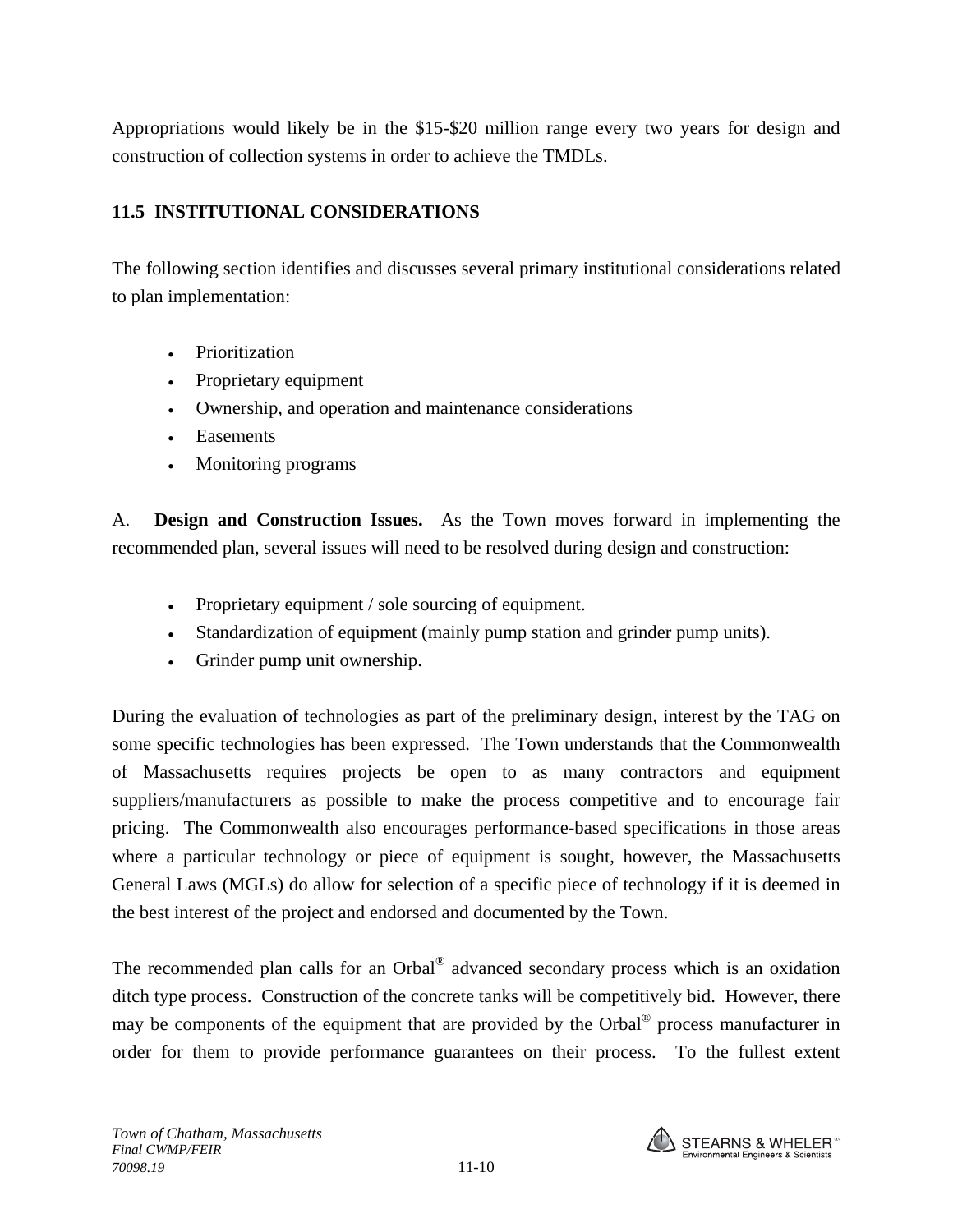Appropriations would likely be in the $15-$20 million range every two years for design and construction of collection systems in order to achieve the TMDLs.

## 11.5 INSTITUTIONAL CONSIDERATIONS

The following section identifies and discusses several primary institutional considerations related to plan implementation:

- Prioritization
- Proprietary equipment
- Ownership, and operation and maintenance considerations
- Easements
- Monitoring programs

A. **Design and Construction Issues.** As the Town moves forward in implementing the recommended plan, several issues will need to be resolved during design and construction:

- Proprietary equipment / sole sourcing of equipment.
- Standardization of equipment (mainly pump station and grinder pump units).
- Grinder pump unit ownership.

During the evaluation of technologies as part of the preliminary design, interest by the TAG on some specific technologies has been expressed. The Town understands that the Commonwealth of Massachusetts requires projects be open to as many contractors and equipment suppliers/manufacturers as possible to make the process competitive and to encourage fair pricing. The Commonwealth also encourages performance-based specifications in those areas where a particular technology or piece of equipment is sought, however, the Massachusetts General Laws (MGLs) do allow for selection of a specific piece of technology if it is deemed in the best interest of the project and endorsed and documented by the Town.

The recommended plan calls for an Orbal® advanced secondary process which is an oxidation ditch type process. Construction of the concrete tanks will be competitively bid. However, there may be components of the equipment that are provided by the Orbal® process manufacturer in order for them to provide performance guarantees on their process. To the fullest extent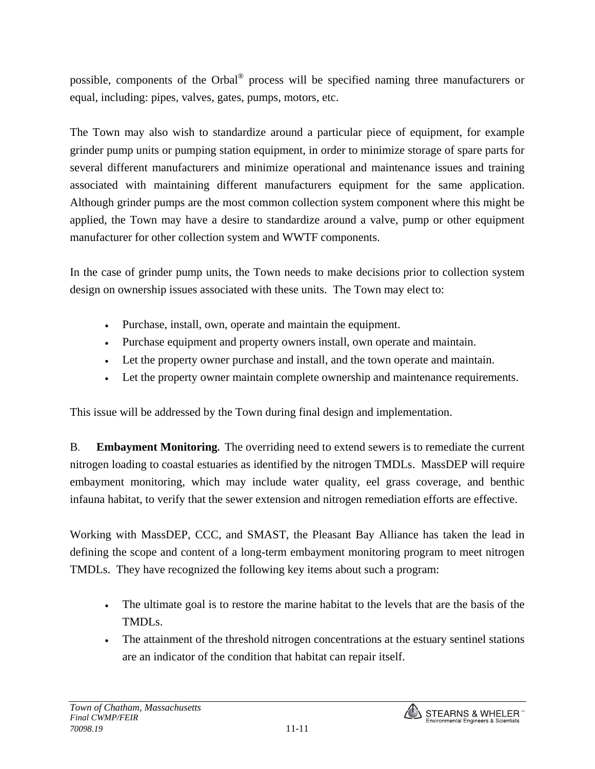possible, components of the Orbal® process will be specified naming three manufacturers or equal, including: pipes, valves, gates, pumps, motors, etc.

The Town may also wish to standardize around a particular piece of equipment, for example grinder pump units or pumping station equipment, in order to minimize storage of spare parts for several different manufacturers and minimize operational and maintenance issues and training associated with maintaining different manufacturers equipment for the same application. Although grinder pumps are the most common collection system component where this might be applied, the Town may have a desire to standardize around a valve, pump or other equipment manufacturer for other collection system and WWTF components.

In the case of grinder pump units, the Town needs to make decisions prior to collection system design on ownership issues associated with these units. The Town may elect to:

- Purchase, install, own, operate and maintain the equipment.
- Purchase equipment and property owners install, own operate and maintain.
- Let the property owner purchase and install, and the town operate and maintain.
- Let the property owner maintain complete ownership and maintenance requirements.

This issue will be addressed by the Town during final design and implementation.

B. **Embayment Monitoring.** The overriding need to extend sewers is to remediate the current nitrogen loading to coastal estuaries as identified by the nitrogen TMDLs. MassDEP will require embayment monitoring, which may include water quality, eel grass coverage, and benthic infauna habitat, to verify that the sewer extension and nitrogen remediation efforts are effective.

Working with MassDEP, CCC, and SMAST, the Pleasant Bay Alliance has taken the lead in defining the scope and content of a long-term embayment monitoring program to meet nitrogen TMDLs. They have recognized the following key items about such a program:

- The ultimate goal is to restore the marine habitat to the levels that are the basis of the TMDLs.
- The attainment of the threshold nitrogen concentrations at the estuary sentinel stations are an indicator of the condition that habitat can repair itself.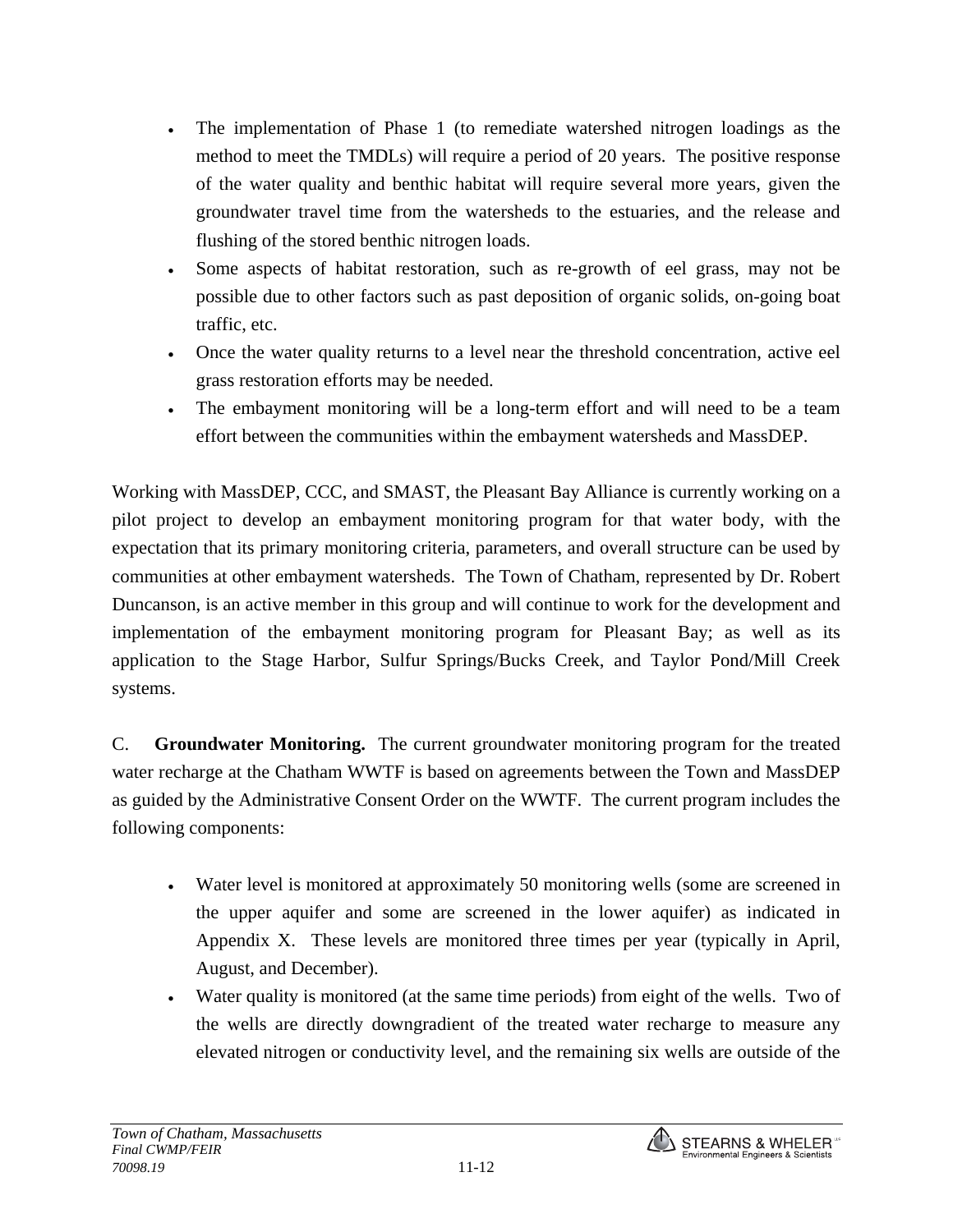- The implementation of Phase 1 (to remediate watershed nitrogen loadings as the method to meet the TMDLs) will require a period of 20 years. The positive response of the water quality and benthic habitat will require several more years, given the groundwater travel time from the watersheds to the estuaries, and the release and flushing of the stored benthic nitrogen loads.
- Some aspects of habitat restoration, such as re-growth of eel grass, may not be possible due to other factors such as past deposition of organic solids, on-going boat traffic, etc.
- Once the water quality returns to a level near the threshold concentration, active eel grass restoration efforts may be needed.
- The embayment monitoring will be a long-term effort and will need to be a team effort between the communities within the embayment watersheds and MassDEP.

Working with MassDEP, CCC, and SMAST, the Pleasant Bay Alliance is currently working on a pilot project to develop an embayment monitoring program for that water body, with the expectation that its primary monitoring criteria, parameters, and overall structure can be used by communities at other embayment watersheds. The Town of Chatham, represented by Dr. Robert Duncanson, is an active member in this group and will continue to work for the development and implementation of the embayment monitoring program for Pleasant Bay; as well as its application to the Stage Harbor, Sulfur Springs/Bucks Creek, and Taylor Pond/Mill Creek systems.

C. **Groundwater Monitoring.** The current groundwater monitoring program for the treated water recharge at the Chatham WWTF is based on agreements between the Town and MassDEP as guided by the Administrative Consent Order on the WWTF. The current program includes the following components:

- Water level is monitored at approximately 50 monitoring wells (some are screened in the upper aquifer and some are screened in the lower aquifer) as indicated in Appendix X. These levels are monitored three times per year (typically in April, August, and December).
- Water quality is monitored (at the same time periods) from eight of the wells. Two of the wells are directly downgradient of the treated water recharge to measure any elevated nitrogen or conductivity level, and the remaining six wells are outside of the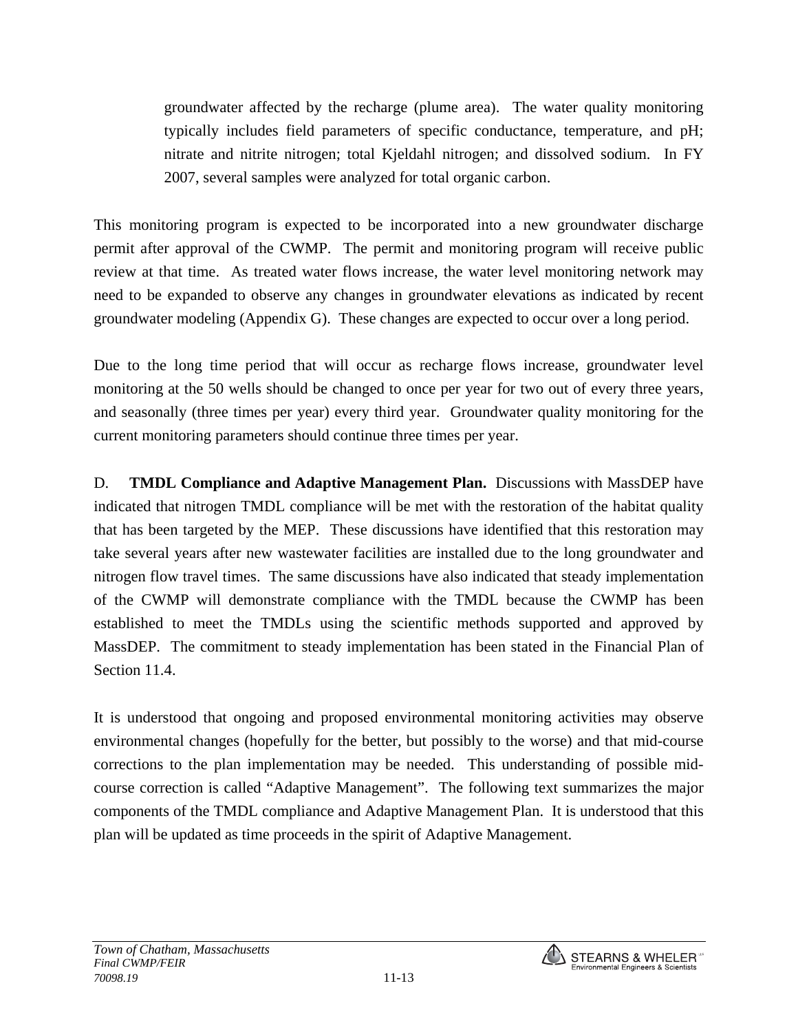groundwater affected by the recharge (plume area). The water quality monitoring typically includes field parameters of specific conductance, temperature, and pH; nitrate and nitrite nitrogen; total Kjeldahl nitrogen; and dissolved sodium. In FY 2007, several samples were analyzed for total organic carbon.

This monitoring program is expected to be incorporated into a new groundwater discharge permit after approval of the CWMP. The permit and monitoring program will receive public review at that time. As treated water flows increase, the water level monitoring network may need to be expanded to observe any changes in groundwater elevations as indicated by recent groundwater modeling (Appendix G). These changes are expected to occur over a long period.

Due to the long time period that will occur as recharge flows increase, groundwater level monitoring at the 50 wells should be changed to once per year for two out of every three years, and seasonally (three times per year) every third year. Groundwater quality monitoring for the current monitoring parameters should continue three times per year.

D. **TMDL Compliance and Adaptive Management Plan.** Discussions with MassDEP have indicated that nitrogen TMDL compliance will be met with the restoration of the habitat quality that has been targeted by the MEP. These discussions have identified that this restoration may take several years after new wastewater facilities are installed due to the long groundwater and nitrogen flow travel times. The same discussions have also indicated that steady implementation of the CWMP will demonstrate compliance with the TMDL because the CWMP has been established to meet the TMDLs using the scientific methods supported and approved by MassDEP. The commitment to steady implementation has been stated in the Financial Plan of Section 11.4.

It is understood that ongoing and proposed environmental monitoring activities may observe environmental changes (hopefully for the better, but possibly to the worse) and that mid-course corrections to the plan implementation may be needed. This understanding of possible mid-course correction is called "Adaptive Management". The following text summarizes the major components of the TMDL compliance and Adaptive Management Plan. It is understood that this plan will be updated as time proceeds in the spirit of Adaptive Management.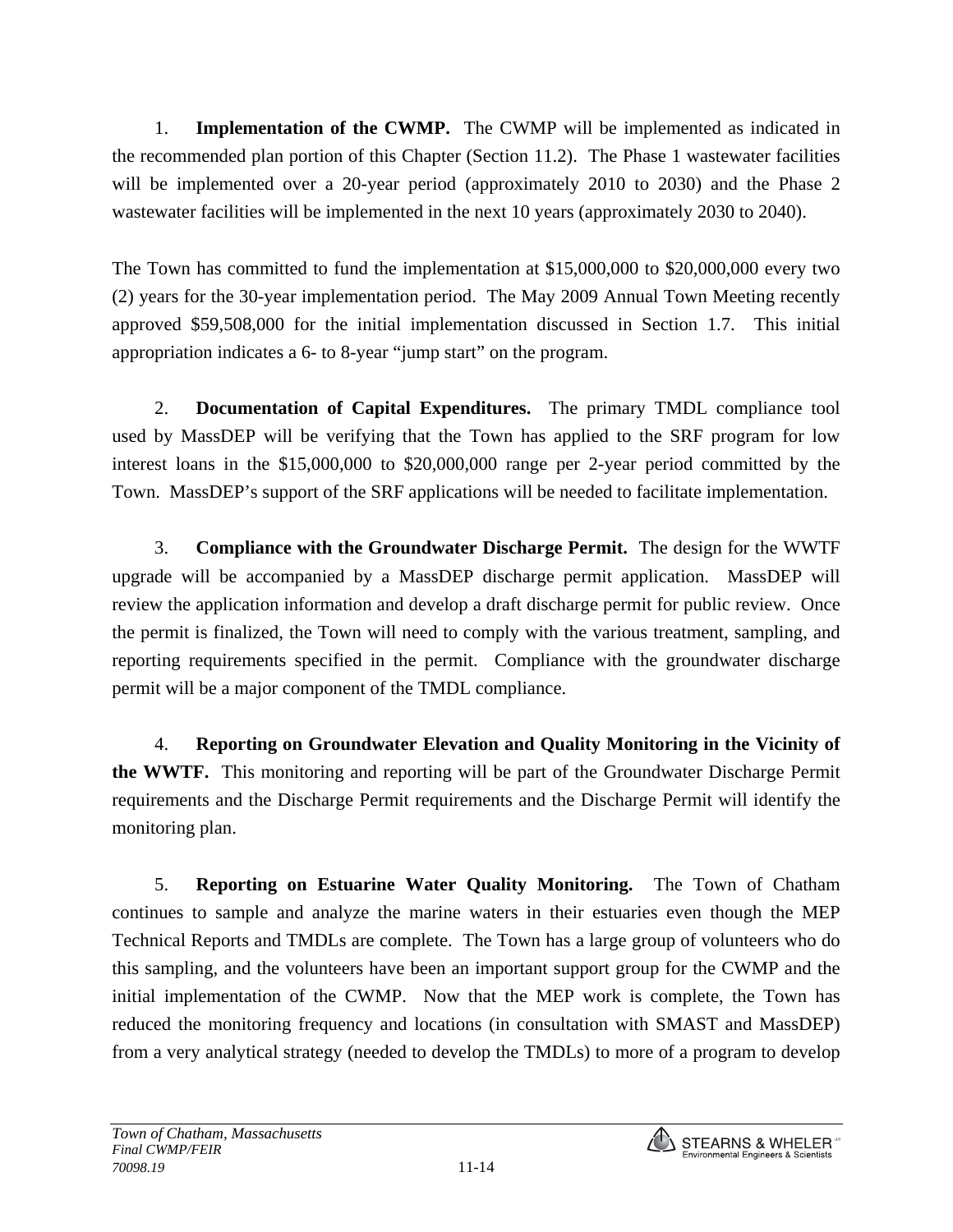1. **Implementation of the CWMP.** The CWMP will be implemented as indicated in the recommended plan portion of this Chapter (Section 11.2). The Phase 1 wastewater facilities will be implemented over a 20-year period (approximately 2010 to 2030) and the Phase 2 wastewater facilities will be implemented in the next 10 years (approximately 2030 to 2040).

The Town has committed to fund the implementation at $15,000,000 to $20,000,000 every two (2) years for the 30-year implementation period. The May 2009 Annual Town Meeting recently approved $59,508,000 for the initial implementation discussed in Section 1.7. This initial appropriation indicates a 6- to 8-year "jump start" on the program.

2. **Documentation of Capital Expenditures.** The primary TMDL compliance tool used by MassDEP will be verifying that the Town has applied to the SRF program for low interest loans in the $15,000,000 to $20,000,000 range per 2-year period committed by the Town. MassDEP's support of the SRF applications will be needed to facilitate implementation.

3. **Compliance with the Groundwater Discharge Permit.** The design for the WWTF upgrade will be accompanied by a MassDEP discharge permit application. MassDEP will review the application information and develop a draft discharge permit for public review. Once the permit is finalized, the Town will need to comply with the various treatment, sampling, and reporting requirements specified in the permit. Compliance with the groundwater discharge permit will be a major component of the TMDL compliance.

4. **Reporting on Groundwater Elevation and Quality Monitoring in the Vicinity of the WWTF.** This monitoring and reporting will be part of the Groundwater Discharge Permit requirements and the Discharge Permit requirements and the Discharge Permit will identify the monitoring plan.

5. **Reporting on Estuarine Water Quality Monitoring.** The Town of Chatham continues to sample and analyze the marine waters in their estuaries even though the MEP Technical Reports and TMDLs are complete. The Town has a large group of volunteers who do this sampling, and the volunteers have been an important support group for the CWMP and the initial implementation of the CWMP. Now that the MEP work is complete, the Town has reduced the monitoring frequency and locations (in consultation with SMAST and MassDEP) from a very analytical strategy (needed to develop the TMDLs) to more of a program to develop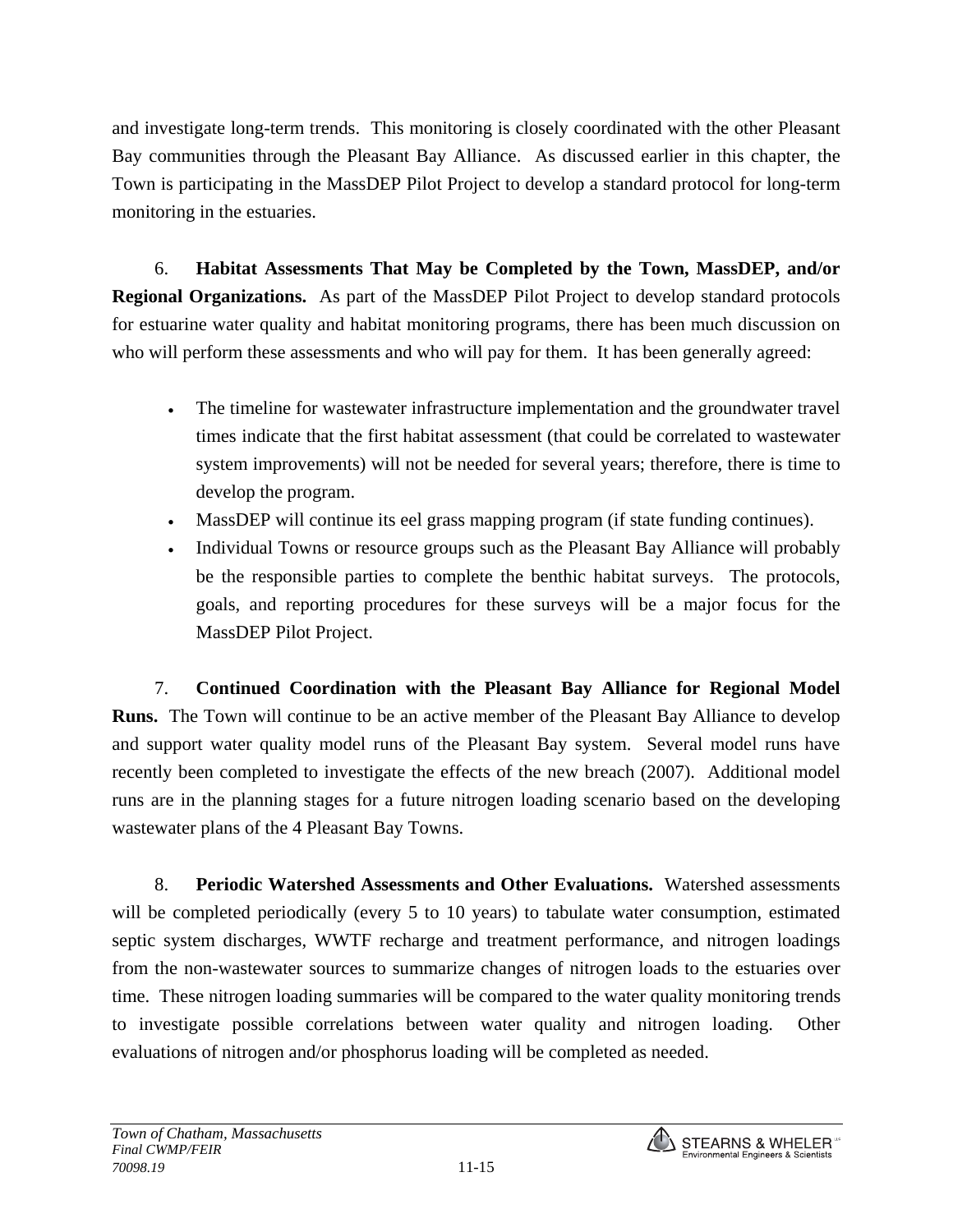and investigate long-term trends. This monitoring is closely coordinated with the other Pleasant Bay communities through the Pleasant Bay Alliance. As discussed earlier in this chapter, the Town is participating in the MassDEP Pilot Project to develop a standard protocol for long-term monitoring in the estuaries.

6. **Habitat Assessments That May be Completed by the Town, MassDEP, and/or Regional Organizations.** As part of the MassDEP Pilot Project to develop standard protocols for estuarine water quality and habitat monitoring programs, there has been much discussion on who will perform these assessments and who will pay for them. It has been generally agreed:

- The timeline for wastewater infrastructure implementation and the groundwater travel times indicate that the first habitat assessment (that could be correlated to wastewater system improvements) will not be needed for several years; therefore, there is time to develop the program.
- MassDEP will continue its eel grass mapping program (if state funding continues).
- Individual Towns or resource groups such as the Pleasant Bay Alliance will probably be the responsible parties to complete the benthic habitat surveys. The protocols, goals, and reporting procedures for these surveys will be a major focus for the MassDEP Pilot Project.

7. **Continued Coordination with the Pleasant Bay Alliance for Regional Model Runs.** The Town will continue to be an active member of the Pleasant Bay Alliance to develop and support water quality model runs of the Pleasant Bay system. Several model runs have recently been completed to investigate the effects of the new breach (2007). Additional model runs are in the planning stages for a future nitrogen loading scenario based on the developing wastewater plans of the 4 Pleasant Bay Towns.

8. **Periodic Watershed Assessments and Other Evaluations.** Watershed assessments will be completed periodically (every 5 to 10 years) to tabulate water consumption, estimated septic system discharges, WWTF recharge and treatment performance, and nitrogen loadings from the non-wastewater sources to summarize changes of nitrogen loads to the estuaries over time. These nitrogen loading summaries will be compared to the water quality monitoring trends to investigate possible correlations between water quality and nitrogen loading. Other evaluations of nitrogen and/or phosphorus loading will be completed as needed.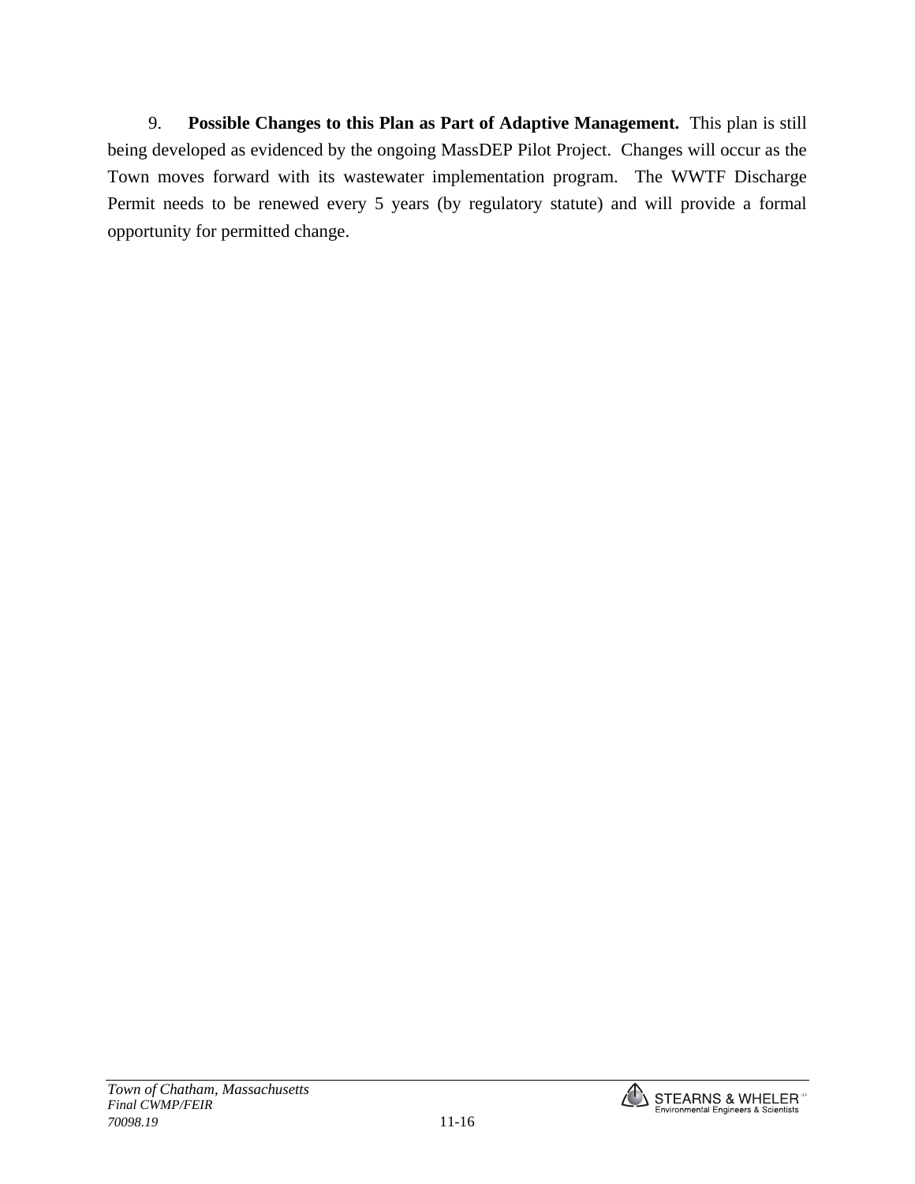9. **Possible Changes to this Plan as Part of Adaptive Management.** This plan is still being developed as evidenced by the ongoing MassDEP Pilot Project. Changes will occur as the Town moves forward with its wastewater implementation program. The WWTF Discharge Permit needs to be renewed every 5 years (by regulatory statute) and will provide a formal opportunity for permitted change.